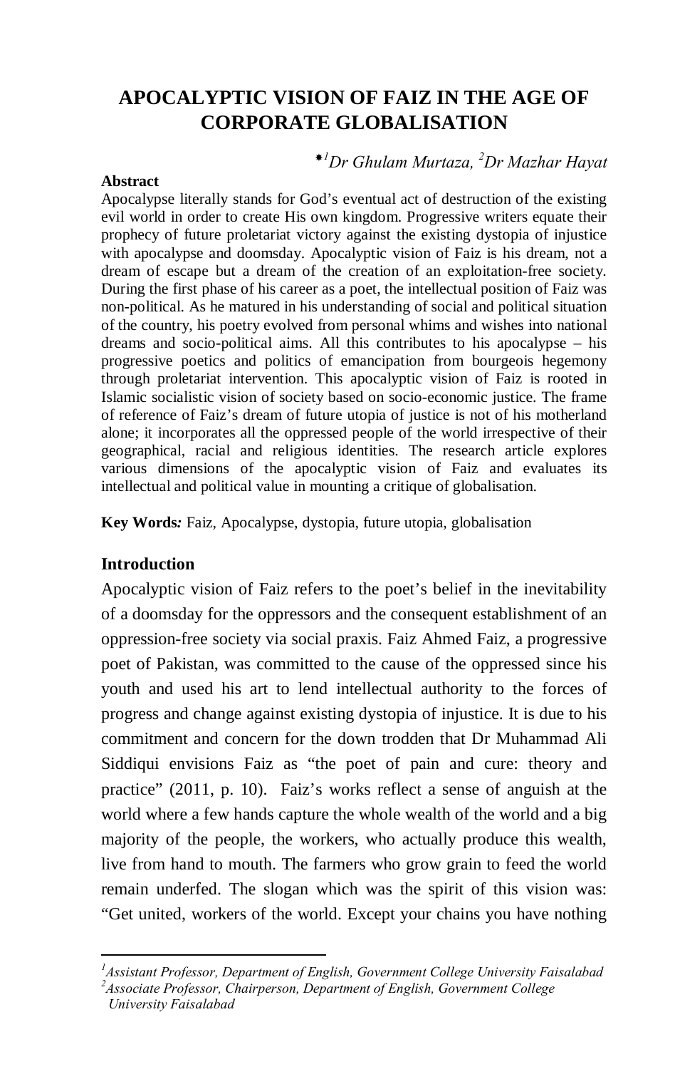# APOCALYPTIC VISION OF FAIZ IN THE AGE OF CORPORATE GLOBALISATION

*[1]Dr Ghulam Murtaza, [2]Dr Mazhar Hayat*

**Abstract**

Apocalypse literally stands for God's eventual act of destruction of the existing evil world in order to create His own kingdom. Progressive writers equate their prophecy of future proletariat victory against the existing dystopia of injustice with apocalypse and doomsday. Apocalyptic vision of Faiz is his dream, not a dream of escape but a dream of the creation of an exploitation-free society. During the first phase of his career as a poet, the intellectual position of Faiz was non-political. As he matured in his understanding of social and political situation of the country, his poetry evolved from personal whims and wishes into national dreams and socio-political aims. All this contributes to his apocalypse – his progressive poetics and politics of emancipation from bourgeois hegemony through proletariat intervention. This apocalyptic vision of Faiz is rooted in Islamic socialistic vision of society based on socio-economic justice. The frame of reference of Faiz's dream of future utopia of justice is not of his motherland alone; it incorporates all the oppressed people of the world irrespective of their geographical, racial and religious identities. The research article explores various dimensions of the apocalyptic vision of Faiz and evaluates its intellectual and political value in mounting a critique of globalisation.

**Key Words***:* Faiz, Apocalypse, dystopia, future utopia, globalisation

## Introduction

Apocalyptic vision of Faiz refers to the poet's belief in the inevitability of a doomsday for the oppressors and the consequent establishment of an oppression-free society via social praxis. Faiz Ahmed Faiz, a progressive poet of Pakistan, was committed to the cause of the oppressed since his youth and used his art to lend intellectual authority to the forces of progress and change against existing dystopia of injustice. It is due to his commitment and concern for the down trodden that Dr Muhammad Ali Siddiqui envisions Faiz as "the poet of pain and cure: theory and practice" (2011, p. 10). Faiz's works reflect a sense of anguish at the world where a few hands capture the whole wealth of the world and a big majority of the people, the workers, who actually produce this wealth, live from hand to mouth. The farmers who grow grain to feed the world remain underfed. The slogan which was the spirit of this vision was: "Get united, workers of the world. Except your chains you have nothing

---

[1]*Assistant Professor, Department of English, Government College University Faisalabad*

[2]*Associate Professor, Chairperson, Department of English, Government College University Faisalabad*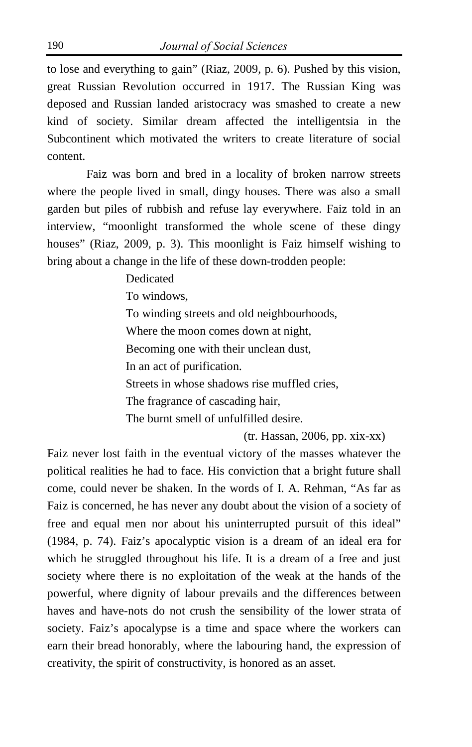to lose and everything to gain" (Riaz, 2009, p. 6). Pushed by this vision, great Russian Revolution occurred in 1917. The Russian King was deposed and Russian landed aristocracy was smashed to create a new kind of society. Similar dream affected the intelligentsia in the Subcontinent which motivated the writers to create literature of social content.

Faiz was born and bred in a locality of broken narrow streets where the people lived in small, dingy houses. There was also a small garden but piles of rubbish and refuse lay everywhere. Faiz told in an interview, "moonlight transformed the whole scene of these dingy houses" (Riaz, 2009, p. 3). This moonlight is Faiz himself wishing to bring about a change in the life of these down-trodden people:

> Dedicated  
> To windows,  
> To winding streets and old neighbourhoods,  
> Where the moon comes down at night,  
> Becoming one with their unclean dust,  
> In an act of purification.  
> Streets in whose shadows rise muffled cries,  
> The fragrance of cascading hair,  
> The burnt smell of unfulfilled desire.  
>
> (tr. Hassan, 2006, pp. xix-xx)

Faiz never lost faith in the eventual victory of the masses whatever the political realities he had to face. His conviction that a bright future shall come, could never be shaken. In the words of I. A. Rehman, "As far as Faiz is concerned, he has never any doubt about the vision of a society of free and equal men nor about his uninterrupted pursuit of this ideal" (1984, p. 74). Faiz's apocalyptic vision is a dream of an ideal era for which he struggled throughout his life. It is a dream of a free and just society where there is no exploitation of the weak at the hands of the powerful, where dignity of labour prevails and the differences between haves and have-nots do not crush the sensibility of the lower strata of society. Faiz's apocalypse is a time and space where the workers can earn their bread honorably, where the labouring hand, the expression of creativity, the spirit of constructivity, is honored as an asset.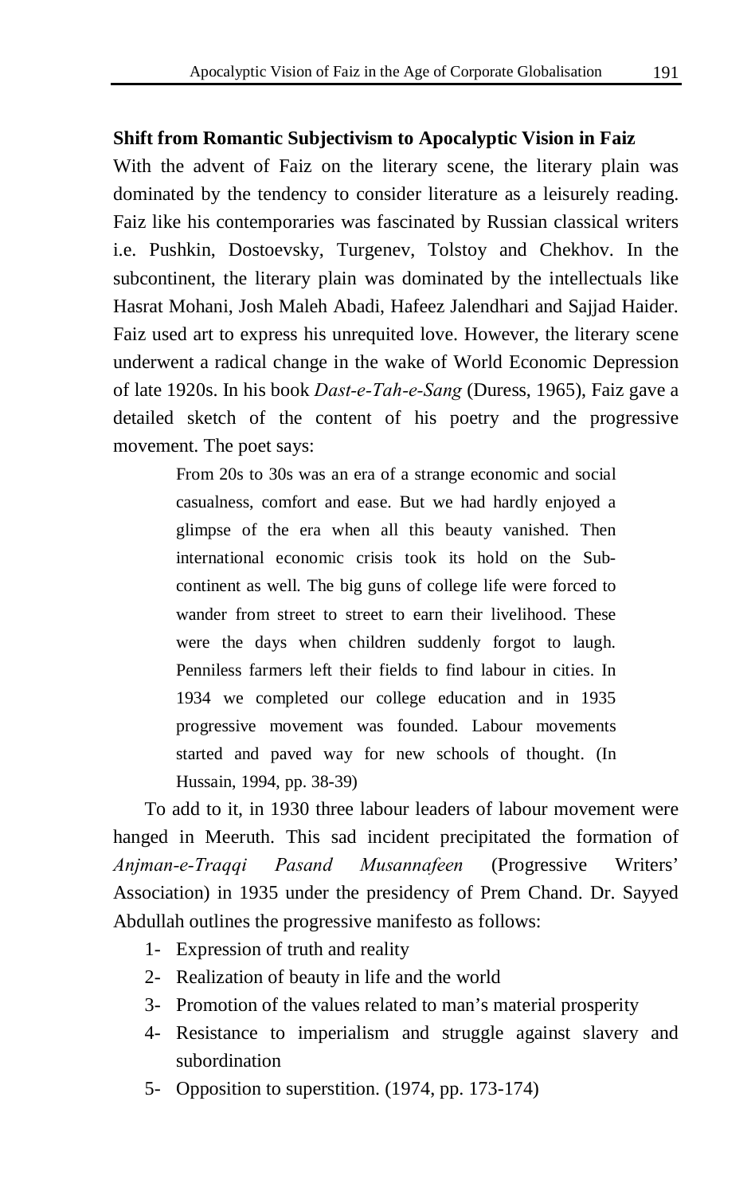### Shift from Romantic Subjectivism to Apocalyptic Vision in Faiz

With the advent of Faiz on the literary scene, the literary plain was dominated by the tendency to consider literature as a leisurely reading. Faiz like his contemporaries was fascinated by Russian classical writers i.e. Pushkin, Dostoevsky, Turgenev, Tolstoy and Chekhov. In the subcontinent, the literary plain was dominated by the intellectuals like Hasrat Mohani, Josh Maleh Abadi, Hafeez Jalendhari and Sajjad Haider. Faiz used art to express his unrequited love. However, the literary scene underwent a radical change in the wake of World Economic Depression of late 1920s. In his book *Dast-e-Tah-e-Sang* (Duress, 1965), Faiz gave a detailed sketch of the content of his poetry and the progressive movement. The poet says:

> From 20s to 30s was an era of a strange economic and social casualness, comfort and ease. But we had hardly enjoyed a glimpse of the era when all this beauty vanished. Then international economic crisis took its hold on the Sub-continent as well. The big guns of college life were forced to wander from street to street to earn their livelihood. These were the days when children suddenly forgot to laugh. Penniless farmers left their fields to find labour in cities. In 1934 we completed our college education and in 1935 progressive movement was founded. Labour movements started and paved way for new schools of thought. (In Hussain, 1994, pp. 38-39)

To add to it, in 1930 three labour leaders of labour movement were hanged in Meeruth. This sad incident precipitated the formation of *Anjman-e-Traqqi Pasand Musannafeen* (Progressive Writers' Association) in 1935 under the presidency of Prem Chand. Dr. Sayyed Abdullah outlines the progressive manifesto as follows:

1- Expression of truth and reality
2- Realization of beauty in life and the world
3- Promotion of the values related to man's material prosperity
4- Resistance to imperialism and struggle against slavery and subordination
5- Opposition to superstition. (1974, pp. 173-174)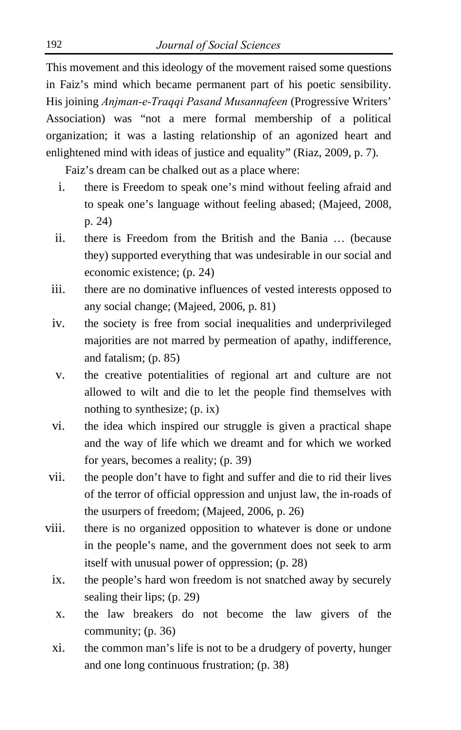This movement and this ideology of the movement raised some questions in Faiz's mind which became permanent part of his poetic sensibility. His joining *Anjman-e-Traqqi Pasand Musannafeen* (Progressive Writers' Association) was "not a mere formal membership of a political organization; it was a lasting relationship of an agonized heart and enlightened mind with ideas of justice and equality" (Riaz, 2009, p. 7).

Faiz's dream can be chalked out as a place where:

i. there is Freedom to speak one's mind without feeling afraid and to speak one's language without feeling abased; (Majeed, 2008, p. 24)
ii. there is Freedom from the British and the Bania … (because they) supported everything that was undesirable in our social and economic existence; (p. 24)
iii. there are no dominative influences of vested interests opposed to any social change; (Majeed, 2006, p. 81)
iv. the society is free from social inequalities and underprivileged majorities are not marred by permeation of apathy, indifference, and fatalism; (p. 85)
v. the creative potentialities of regional art and culture are not allowed to wilt and die to let the people find themselves with nothing to synthesize; (p. ix)
vi. the idea which inspired our struggle is given a practical shape and the way of life which we dreamt and for which we worked for years, becomes a reality; (p. 39)
vii. the people don't have to fight and suffer and die to rid their lives of the terror of official oppression and unjust law, the in-roads of the usurpers of freedom; (Majeed, 2006, p. 26)
viii. there is no organized opposition to whatever is done or undone in the people's name, and the government does not seek to arm itself with unusual power of oppression; (p. 28)
ix. the people's hard won freedom is not snatched away by securely sealing their lips; (p. 29)
x. the law breakers do not become the law givers of the community; (p. 36)
xi. the common man's life is not to be a drudgery of poverty, hunger and one long continuous frustration; (p. 38)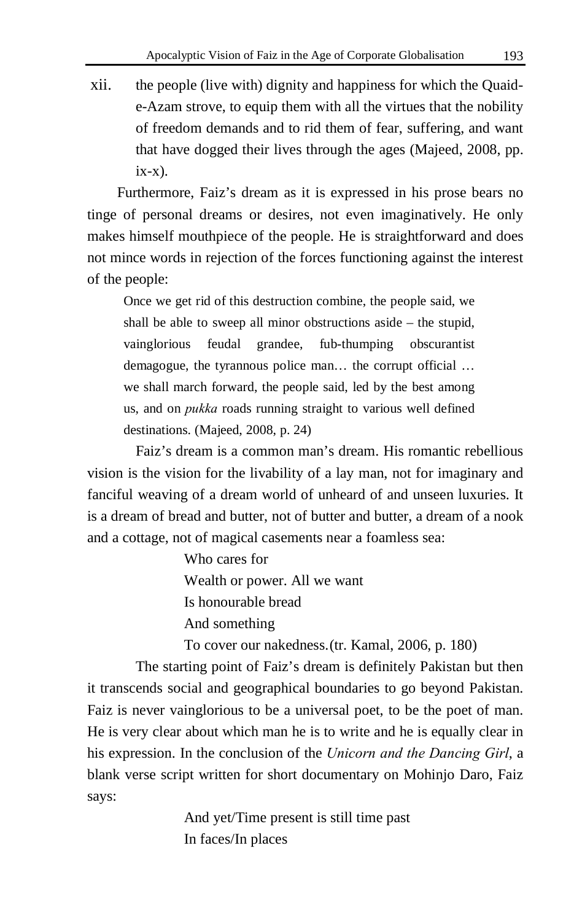xii. the people (live with) dignity and happiness for which the Quaid-e-Azam strove, to equip them with all the virtues that the nobility of freedom demands and to rid them of fear, suffering, and want that have dogged their lives through the ages (Majeed, 2008, pp. ix-x).

Furthermore, Faiz's dream as it is expressed in his prose bears no tinge of personal dreams or desires, not even imaginatively. He only makes himself mouthpiece of the people. He is straightforward and does not mince words in rejection of the forces functioning against the interest of the people:

> Once we get rid of this destruction combine, the people said, we shall be able to sweep all minor obstructions aside – the stupid, vainglorious feudal grandee, fub-thumping obscurantist demagogue, the tyrannous police man… the corrupt official … we shall march forward, the people said, led by the best among us, and on *pukka* roads running straight to various well defined destinations. (Majeed, 2008, p. 24)

Faiz's dream is a common man's dream. His romantic rebellious vision is the vision for the livability of a lay man, not for imaginary and fanciful weaving of a dream world of unheard of and unseen luxuries. It is a dream of bread and butter, not of butter and butter, a dream of a nook and a cottage, not of magical casements near a foamless sea:

> Who cares for
> Wealth or power. All we want
> Is honourable bread
> And something
> To cover our nakedness.(tr. Kamal, 2006, p. 180)

The starting point of Faiz's dream is definitely Pakistan but then it transcends social and geographical boundaries to go beyond Pakistan. Faiz is never vainglorious to be a universal poet, to be the poet of man. He is very clear about which man he is to write and he is equally clear in his expression. In the conclusion of the *Unicorn and the Dancing Girl*, a blank verse script written for short documentary on Mohinjo Daro, Faiz says:

> And yet/Time present is still time past
> In faces/In places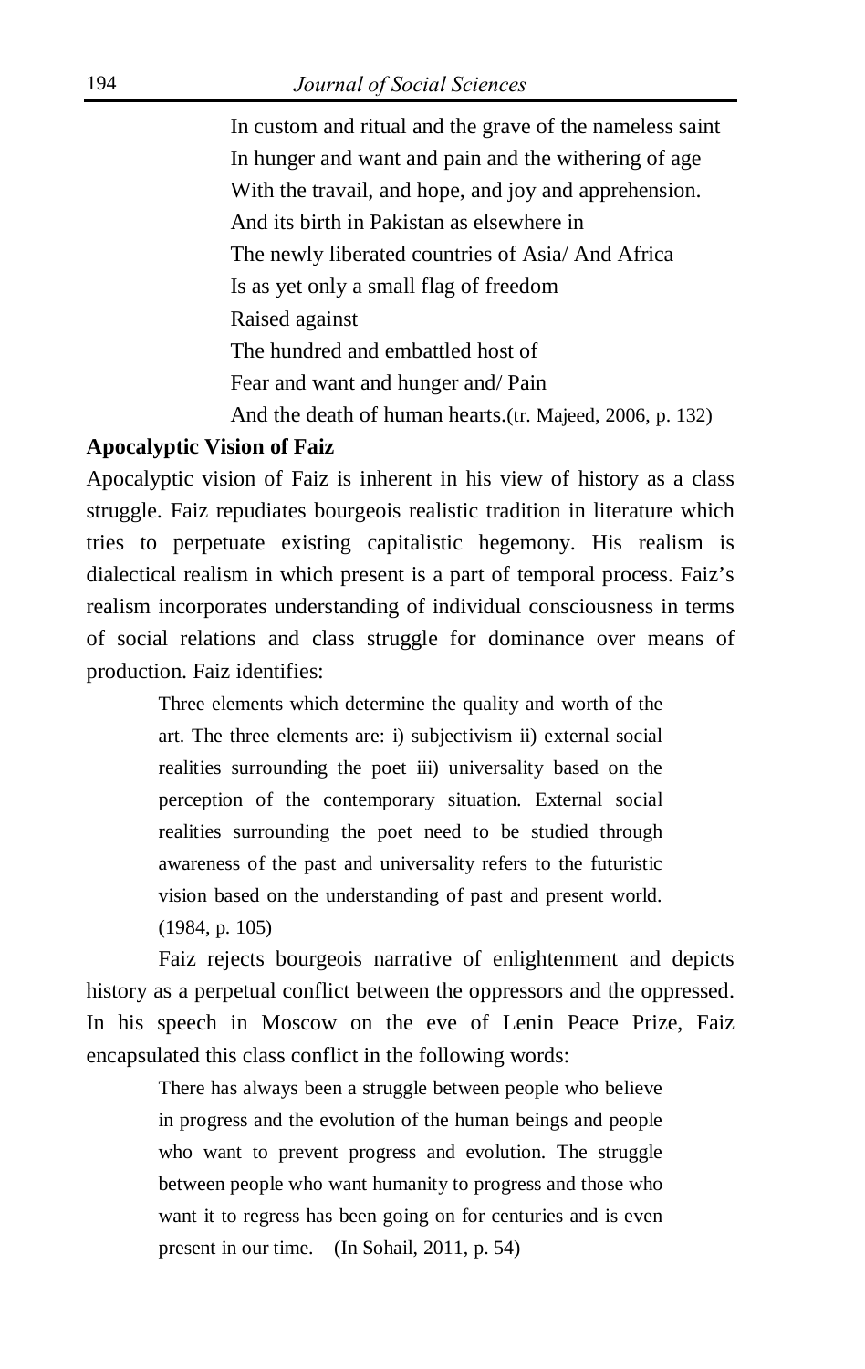In custom and ritual and the grave of the nameless saint  
In hunger and want and pain and the withering of age  
With the travail, and hope, and joy and apprehension.  
And its birth in Pakistan as elsewhere in  
The newly liberated countries of Asia/ And Africa  
Is as yet only a small flag of freedom  
Raised against  
The hundred and embattled host of  
Fear and want and hunger and/ Pain  
And the death of human hearts.(tr. Majeed, 2006, p. 132)

**Apocalyptic Vision of Faiz**

Apocalyptic vision of Faiz is inherent in his view of history as a class struggle. Faiz repudiates bourgeois realistic tradition in literature which tries to perpetuate existing capitalistic hegemony. His realism is dialectical realism in which present is a part of temporal process. Faiz's realism incorporates understanding of individual consciousness in terms of social relations and class struggle for dominance over means of production. Faiz identifies:

> Three elements which determine the quality and worth of the art. The three elements are: i) subjectivism ii) external social realities surrounding the poet iii) universality based on the perception of the contemporary situation. External social realities surrounding the poet need to be studied through awareness of the past and universality refers to the futuristic vision based on the understanding of past and present world. (1984, p. 105)

Faiz rejects bourgeois narrative of enlightenment and depicts history as a perpetual conflict between the oppressors and the oppressed. In his speech in Moscow on the eve of Lenin Peace Prize, Faiz encapsulated this class conflict in the following words:

> There has always been a struggle between people who believe in progress and the evolution of the human beings and people who want to prevent progress and evolution. The struggle between people who want humanity to progress and those who want it to regress has been going on for centuries and is even present in our time. (In Sohail, 2011, p. 54)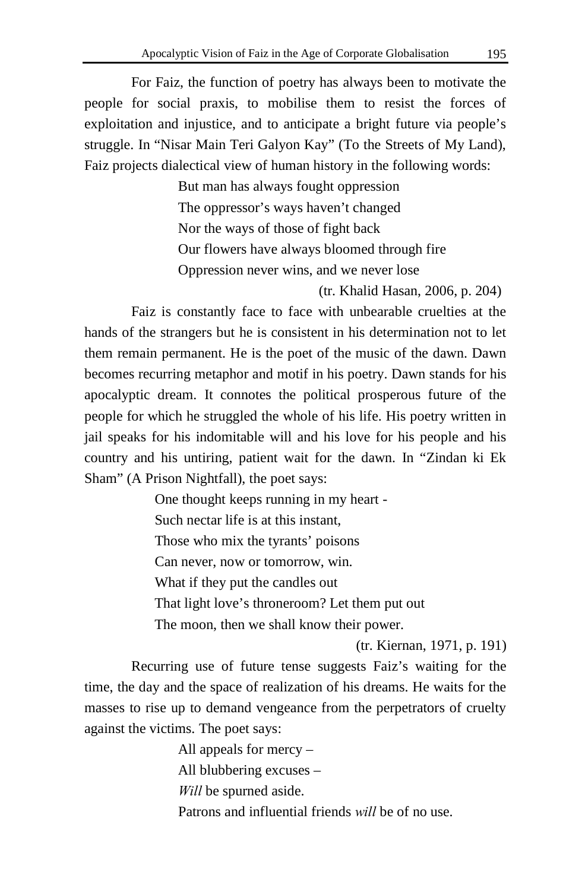For Faiz, the function of poetry has always been to motivate the people for social praxis, to mobilise them to resist the forces of exploitation and injustice, and to anticipate a bright future via people's struggle. In "Nisar Main Teri Galyon Kay" (To the Streets of My Land), Faiz projects dialectical view of human history in the following words:

> But man has always fought oppression
> The oppressor's ways haven't changed
> Nor the ways of those of fight back
> Our flowers have always bloomed through fire
> Oppression never wins, and we never lose
>
> (tr. Khalid Hasan, 2006, p. 204)

Faiz is constantly face to face with unbearable cruelties at the hands of the strangers but he is consistent in his determination not to let them remain permanent. He is the poet of the music of the dawn. Dawn becomes recurring metaphor and motif in his poetry. Dawn stands for his apocalyptic dream. It connotes the political prosperous future of the people for which he struggled the whole of his life. His poetry written in jail speaks for his indomitable will and his love for his people and his country and his untiring, patient wait for the dawn. In "Zindan ki Ek Sham" (A Prison Nightfall), the poet says:

> One thought keeps running in my heart -
> Such nectar life is at this instant,
> Those who mix the tyrants' poisons
> Can never, now or tomorrow, win.
> What if they put the candles out
> That light love's throneroom? Let them put out
> The moon, then we shall know their power.
>
> (tr. Kiernan, 1971, p. 191)

Recurring use of future tense suggests Faiz's waiting for the time, the day and the space of realization of his dreams. He waits for the masses to rise up to demand vengeance from the perpetrators of cruelty against the victims. The poet says:

> All appeals for mercy –
> All blubbering excuses –
> *Will* be spurned aside.
> Patrons and influential friends *will* be of no use.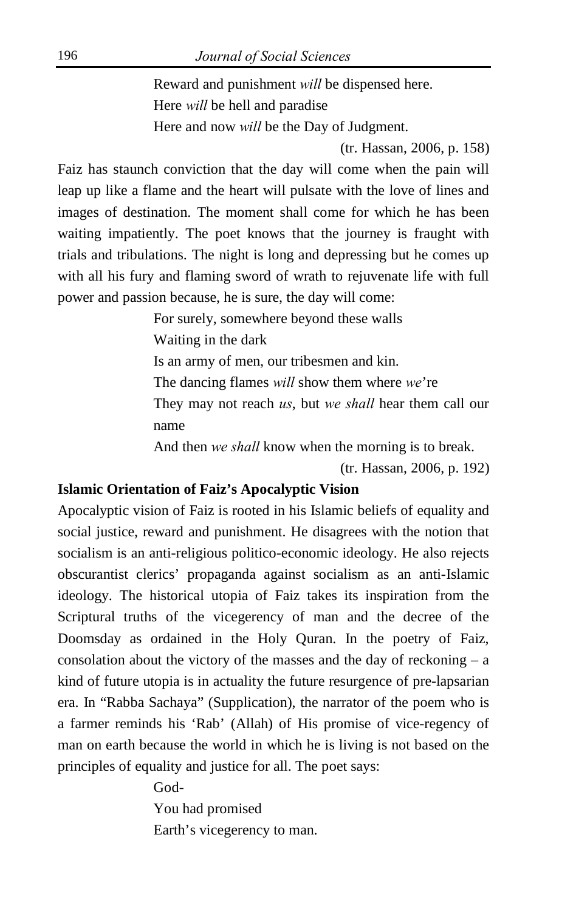Reward and punishment *will* be dispensed here.  
Here *will* be hell and paradise  
Here and now *will* be the Day of Judgment.

(tr. Hassan, 2006, p. 158)

Faiz has staunch conviction that the day will come when the pain will leap up like a flame and the heart will pulsate with the love of lines and images of destination. The moment shall come for which he has been waiting impatiently. The poet knows that the journey is fraught with trials and tribulations. The night is long and depressing but he comes up with all his fury and flaming sword of wrath to rejuvenate life with full power and passion because, he is sure, the day will come:

For surely, somewhere beyond these walls  
Waiting in the dark  
Is an army of men, our tribesmen and kin.  
The dancing flames *will* show them where *we*'re  
They may not reach *us*, but *we shall* hear them call our name  
And then *we shall* know when the morning is to break.

(tr. Hassan, 2006, p. 192)

**Islamic Orientation of Faiz's Apocalyptic Vision**

Apocalyptic vision of Faiz is rooted in his Islamic beliefs of equality and social justice, reward and punishment. He disagrees with the notion that socialism is an anti-religious politico-economic ideology. He also rejects obscurantist clerics' propaganda against socialism as an anti-Islamic ideology. The historical utopia of Faiz takes its inspiration from the Scriptural truths of the vicegerency of man and the decree of the Doomsday as ordained in the Holy Quran. In the poetry of Faiz, consolation about the victory of the masses and the day of reckoning – a kind of future utopia is in actuality the future resurgence of pre-lapsarian era. In "Rabba Sachaya" (Supplication), the narrator of the poem who is a farmer reminds his 'Rab' (Allah) of His promise of vice-regency of man on earth because the world in which he is living is not based on the principles of equality and justice for all. The poet says:

God-  
You had promised  
Earth's vicegerency to man.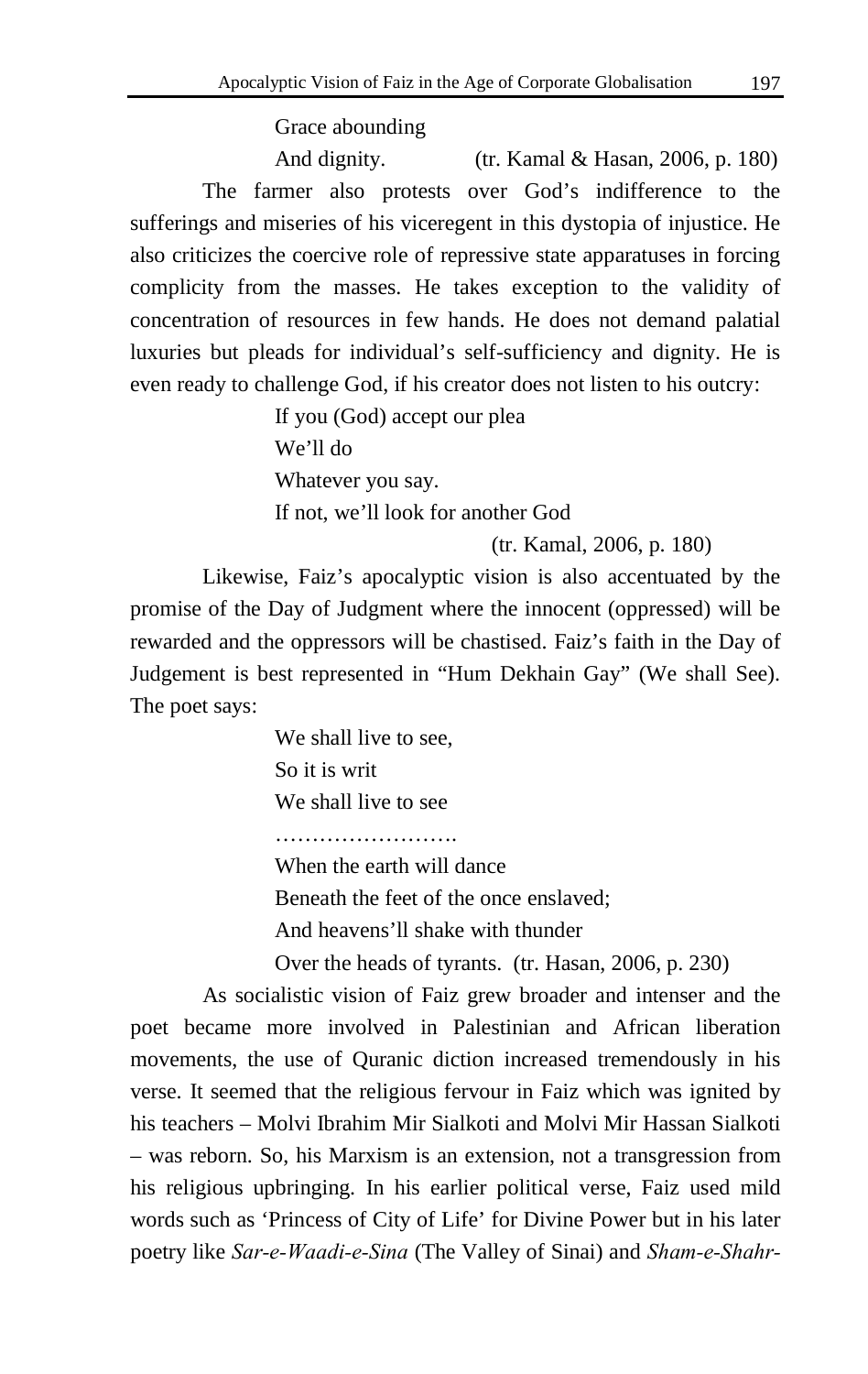Grace abounding
And dignity. (tr. Kamal & Hasan, 2006, p. 180)

The farmer also protests over God's indifference to the sufferings and miseries of his viceregent in this dystopia of injustice. He also criticizes the coercive role of repressive state apparatuses in forcing complicity from the masses. He takes exception to the validity of concentration of resources in few hands. He does not demand palatial luxuries but pleads for individual's self-sufficiency and dignity. He is even ready to challenge God, if his creator does not listen to his outcry:

> If you (God) accept our plea
> We'll do
> Whatever you say.
> If not, we'll look for another God
> (tr. Kamal, 2006, p. 180)

Likewise, Faiz's apocalyptic vision is also accentuated by the promise of the Day of Judgment where the innocent (oppressed) will be rewarded and the oppressors will be chastised. Faiz's faith in the Day of Judgement is best represented in "Hum Dekhain Gay" (We shall See). The poet says:

> We shall live to see,
> So it is writ
> We shall live to see
> …………………….
> When the earth will dance
> Beneath the feet of the once enslaved;
> And heavens'll shake with thunder
> Over the heads of tyrants. (tr. Hasan, 2006, p. 230)

As socialistic vision of Faiz grew broader and intenser and the poet became more involved in Palestinian and African liberation movements, the use of Quranic diction increased tremendously in his verse. It seemed that the religious fervour in Faiz which was ignited by his teachers – Molvi Ibrahim Mir Sialkoti and Molvi Mir Hassan Sialkoti – was reborn. So, his Marxism is an extension, not a transgression from his religious upbringing. In his earlier political verse, Faiz used mild words such as 'Princess of City of Life' for Divine Power but in his later poetry like *Sar-e-Waadi-e-Sina* (The Valley of Sinai) and *Sham-e-Shahr-*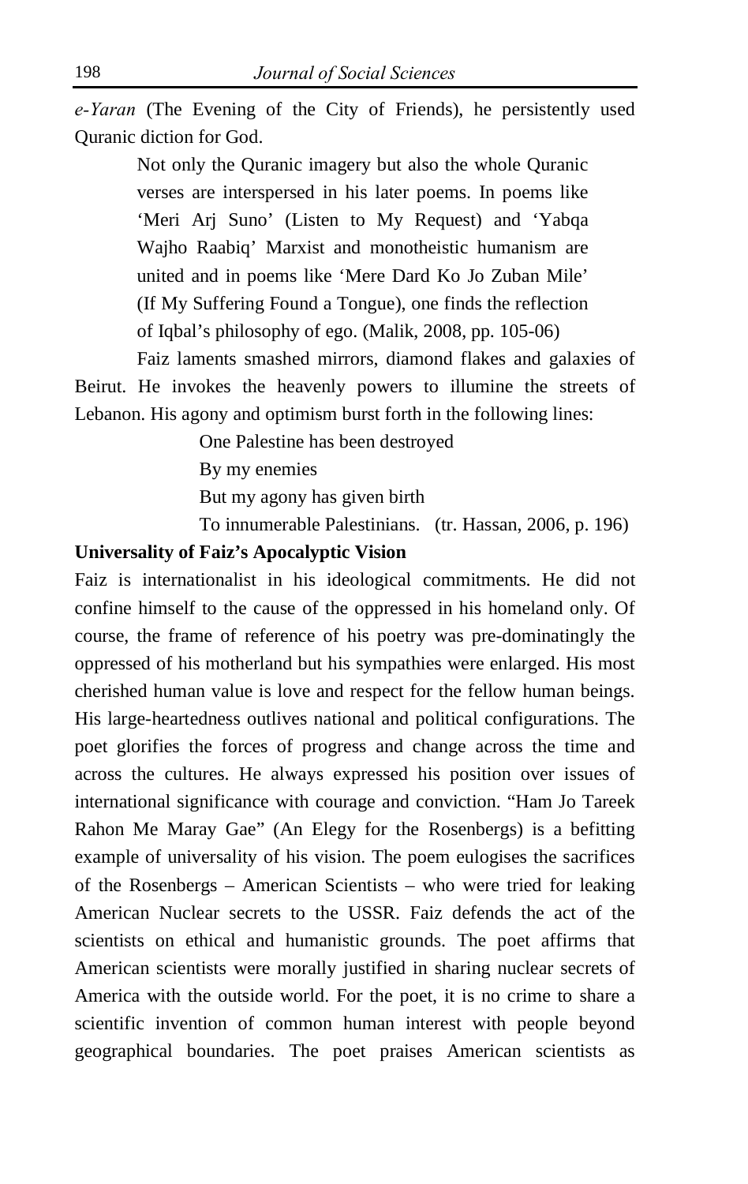*e-Yaran* (The Evening of the City of Friends), he persistently used Quranic diction for God.

> Not only the Quranic imagery but also the whole Quranic verses are interspersed in his later poems. In poems like 'Meri Arj Suno' (Listen to My Request) and 'Yabqa Wajho Raabiq' Marxist and monotheistic humanism are united and in poems like 'Mere Dard Ko Jo Zuban Mile' (If My Suffering Found a Tongue), one finds the reflection of Iqbal's philosophy of ego. (Malik, 2008, pp. 105-06)

Faiz laments smashed mirrors, diamond flakes and galaxies of Beirut. He invokes the heavenly powers to illumine the streets of Lebanon. His agony and optimism burst forth in the following lines:

> One Palestine has been destroyed  
> By my enemies  
> But my agony has given birth  
> To innumerable Palestinians. (tr. Hassan, 2006, p. 196)

**Universality of Faiz's Apocalyptic Vision**

Faiz is internationalist in his ideological commitments. He did not confine himself to the cause of the oppressed in his homeland only. Of course, the frame of reference of his poetry was pre-dominatingly the oppressed of his motherland but his sympathies were enlarged. His most cherished human value is love and respect for the fellow human beings. His large-heartedness outlives national and political configurations. The poet glorifies the forces of progress and change across the time and across the cultures. He always expressed his position over issues of international significance with courage and conviction. "Ham Jo Tareek Rahon Me Maray Gae" (An Elegy for the Rosenbergs) is a befitting example of universality of his vision. The poem eulogises the sacrifices of the Rosenbergs – American Scientists – who were tried for leaking American Nuclear secrets to the USSR. Faiz defends the act of the scientists on ethical and humanistic grounds. The poet affirms that American scientists were morally justified in sharing nuclear secrets of America with the outside world. For the poet, it is no crime to share a scientific invention of common human interest with people beyond geographical boundaries. The poet praises American scientists as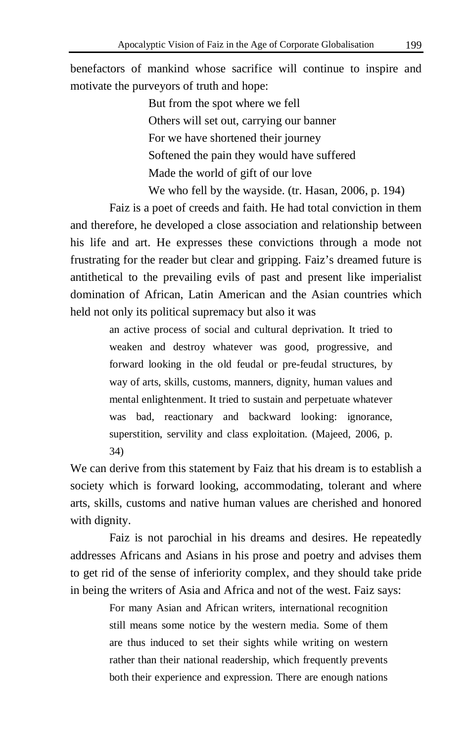benefactors of mankind whose sacrifice will continue to inspire and motivate the purveyors of truth and hope:

> But from the spot where we fell
> Others will set out, carrying our banner
> For we have shortened their journey
> Softened the pain they would have suffered
> Made the world of gift of our love
> We who fell by the wayside. (tr. Hasan, 2006, p. 194)

Faiz is a poet of creeds and faith. He had total conviction in them and therefore, he developed a close association and relationship between his life and art. He expresses these convictions through a mode not frustrating for the reader but clear and gripping. Faiz's dreamed future is antithetical to the prevailing evils of past and present like imperialist domination of African, Latin American and the Asian countries which held not only its political supremacy but also it was

> an active process of social and cultural deprivation. It tried to weaken and destroy whatever was good, progressive, and forward looking in the old feudal or pre-feudal structures, by way of arts, skills, customs, manners, dignity, human values and mental enlightenment. It tried to sustain and perpetuate whatever was bad, reactionary and backward looking: ignorance, superstition, servility and class exploitation. (Majeed, 2006, p. 34)

We can derive from this statement by Faiz that his dream is to establish a society which is forward looking, accommodating, tolerant and where arts, skills, customs and native human values are cherished and honored with dignity.

Faiz is not parochial in his dreams and desires. He repeatedly addresses Africans and Asians in his prose and poetry and advises them to get rid of the sense of inferiority complex, and they should take pride in being the writers of Asia and Africa and not of the west. Faiz says:

> For many Asian and African writers, international recognition still means some notice by the western media. Some of them are thus induced to set their sights while writing on western rather than their national readership, which frequently prevents both their experience and expression. There are enough nations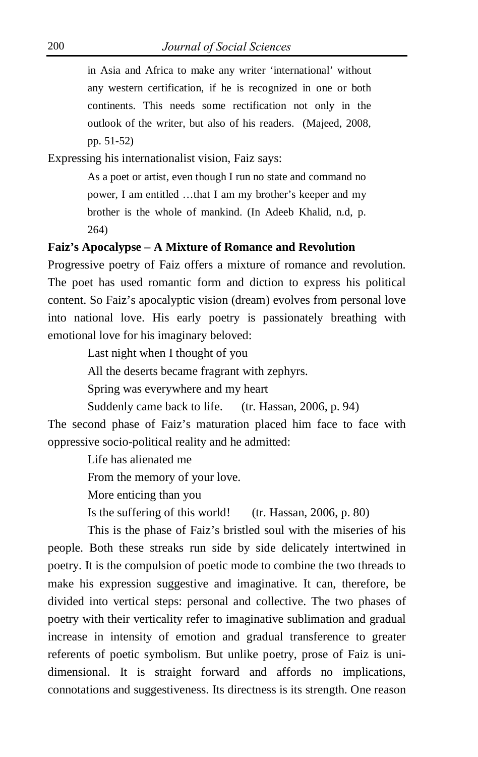> in Asia and Africa to make any writer 'international' without any western certification, if he is recognized in one or both continents. This needs some rectification not only in the outlook of the writer, but also of his readers. (Majeed, 2008, pp. 51-52)

Expressing his internationalist vision, Faiz says:

> As a poet or artist, even though I run no state and command no power, I am entitled …that I am my brother's keeper and my brother is the whole of mankind. (In Adeeb Khalid, n.d, p. 264)

**Faiz's Apocalypse – A Mixture of Romance and Revolution**

Progressive poetry of Faiz offers a mixture of romance and revolution. The poet has used romantic form and diction to express his political content. So Faiz's apocalyptic vision (dream) evolves from personal love into national love. His early poetry is passionately breathing with emotional love for his imaginary beloved:

> Last night when I thought of you
> All the deserts became fragrant with zephyrs.
> Spring was everywhere and my heart
> Suddenly came back to life. (tr. Hassan, 2006, p. 94)

The second phase of Faiz's maturation placed him face to face with oppressive socio-political reality and he admitted:

> Life has alienated me
> From the memory of your love.
> More enticing than you
> Is the suffering of this world! (tr. Hassan, 2006, p. 80)

This is the phase of Faiz's bristled soul with the miseries of his people. Both these streaks run side by side delicately intertwined in poetry. It is the compulsion of poetic mode to combine the two threads to make his expression suggestive and imaginative. It can, therefore, be divided into vertical steps: personal and collective. The two phases of poetry with their verticality refer to imaginative sublimation and gradual increase in intensity of emotion and gradual transference to greater referents of poetic symbolism. But unlike poetry, prose of Faiz is uni-dimensional. It is straight forward and affords no implications, connotations and suggestiveness. Its directness is its strength. One reason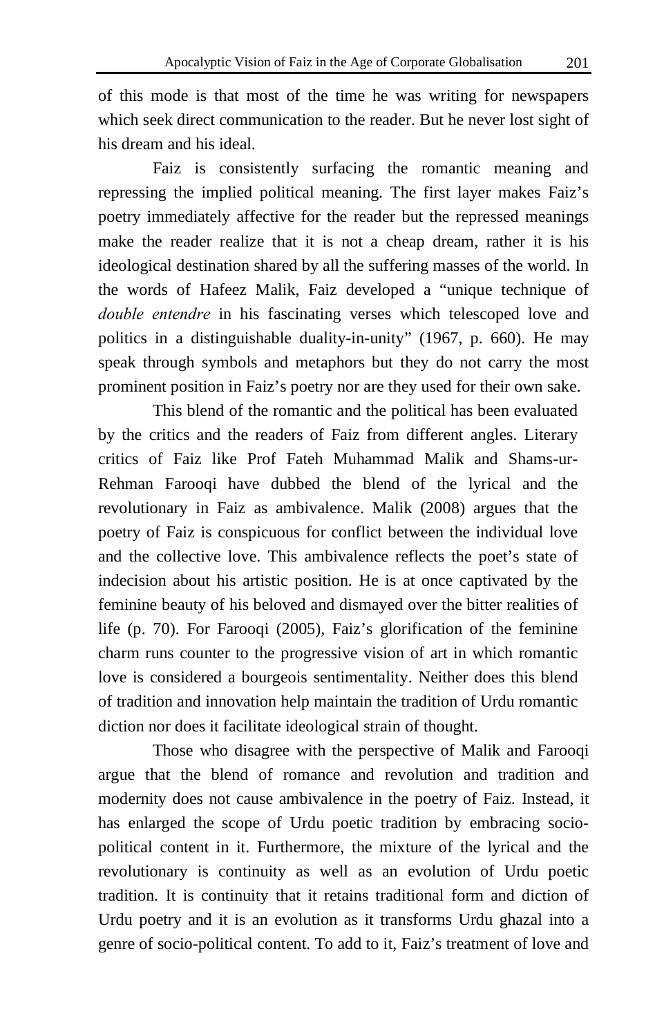of this mode is that most of the time he was writing for newspapers which seek direct communication to the reader. But he never lost sight of his dream and his ideal.

Faiz is consistently surfacing the romantic meaning and repressing the implied political meaning. The first layer makes Faiz's poetry immediately affective for the reader but the repressed meanings make the reader realize that it is not a cheap dream, rather it is his ideological destination shared by all the suffering masses of the world. In the words of Hafeez Malik, Faiz developed a "unique technique of *double entendre* in his fascinating verses which telescoped love and politics in a distinguishable duality-in-unity" (1967, p. 660). He may speak through symbols and metaphors but they do not carry the most prominent position in Faiz's poetry nor are they used for their own sake.

This blend of the romantic and the political has been evaluated by the critics and the readers of Faiz from different angles. Literary critics of Faiz like Prof Fateh Muhammad Malik and Shams-ur-Rehman Farooqi have dubbed the blend of the lyrical and the revolutionary in Faiz as ambivalence. Malik (2008) argues that the poetry of Faiz is conspicuous for conflict between the individual love and the collective love. This ambivalence reflects the poet's state of indecision about his artistic position. He is at once captivated by the feminine beauty of his beloved and dismayed over the bitter realities of life (p. 70). For Farooqi (2005), Faiz's glorification of the feminine charm runs counter to the progressive vision of art in which romantic love is considered a bourgeois sentimentality. Neither does this blend of tradition and innovation help maintain the tradition of Urdu romantic diction nor does it facilitate ideological strain of thought.

Those who disagree with the perspective of Malik and Farooqi argue that the blend of romance and revolution and tradition and modernity does not cause ambivalence in the poetry of Faiz. Instead, it has enlarged the scope of Urdu poetic tradition by embracing socio-political content in it. Furthermore, the mixture of the lyrical and the revolutionary is continuity as well as an evolution of Urdu poetic tradition. It is continuity that it retains traditional form and diction of Urdu poetry and it is an evolution as it transforms Urdu ghazal into a genre of socio-political content. To add to it, Faiz's treatment of love and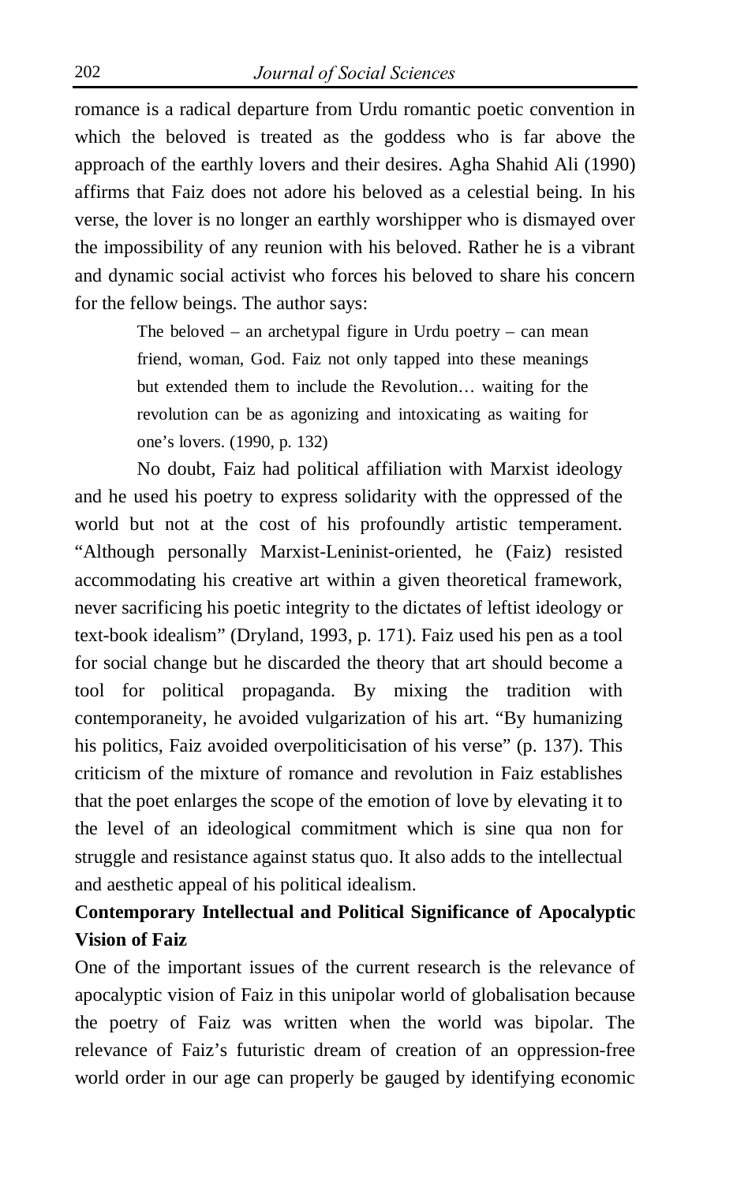romance is a radical departure from Urdu romantic poetic convention in which the beloved is treated as the goddess who is far above the approach of the earthly lovers and their desires. Agha Shahid Ali (1990) affirms that Faiz does not adore his beloved as a celestial being. In his verse, the lover is no longer an earthly worshipper who is dismayed over the impossibility of any reunion with his beloved. Rather he is a vibrant and dynamic social activist who forces his beloved to share his concern for the fellow beings. The author says:

> The beloved – an archetypal figure in Urdu poetry – can mean friend, woman, God. Faiz not only tapped into these meanings but extended them to include the Revolution… waiting for the revolution can be as agonizing and intoxicating as waiting for one's lovers. (1990, p. 132)

No doubt, Faiz had political affiliation with Marxist ideology and he used his poetry to express solidarity with the oppressed of the world but not at the cost of his profoundly artistic temperament. "Although personally Marxist-Leninist-oriented, he (Faiz) resisted accommodating his creative art within a given theoretical framework, never sacrificing his poetic integrity to the dictates of leftist ideology or text-book idealism" (Dryland, 1993, p. 171). Faiz used his pen as a tool for social change but he discarded the theory that art should become a tool for political propaganda. By mixing the tradition with contemporaneity, he avoided vulgarization of his art. "By humanizing his politics, Faiz avoided overpoliticisation of his verse" (p. 137). This criticism of the mixture of romance and revolution in Faiz establishes that the poet enlarges the scope of the emotion of love by elevating it to the level of an ideological commitment which is sine qua non for struggle and resistance against status quo. It also adds to the intellectual and aesthetic appeal of his political idealism.

**Contemporary Intellectual and Political Significance of Apocalyptic Vision of Faiz**

One of the important issues of the current research is the relevance of apocalyptic vision of Faiz in this unipolar world of globalisation because the poetry of Faiz was written when the world was bipolar. The relevance of Faiz's futuristic dream of creation of an oppression-free world order in our age can properly be gauged by identifying economic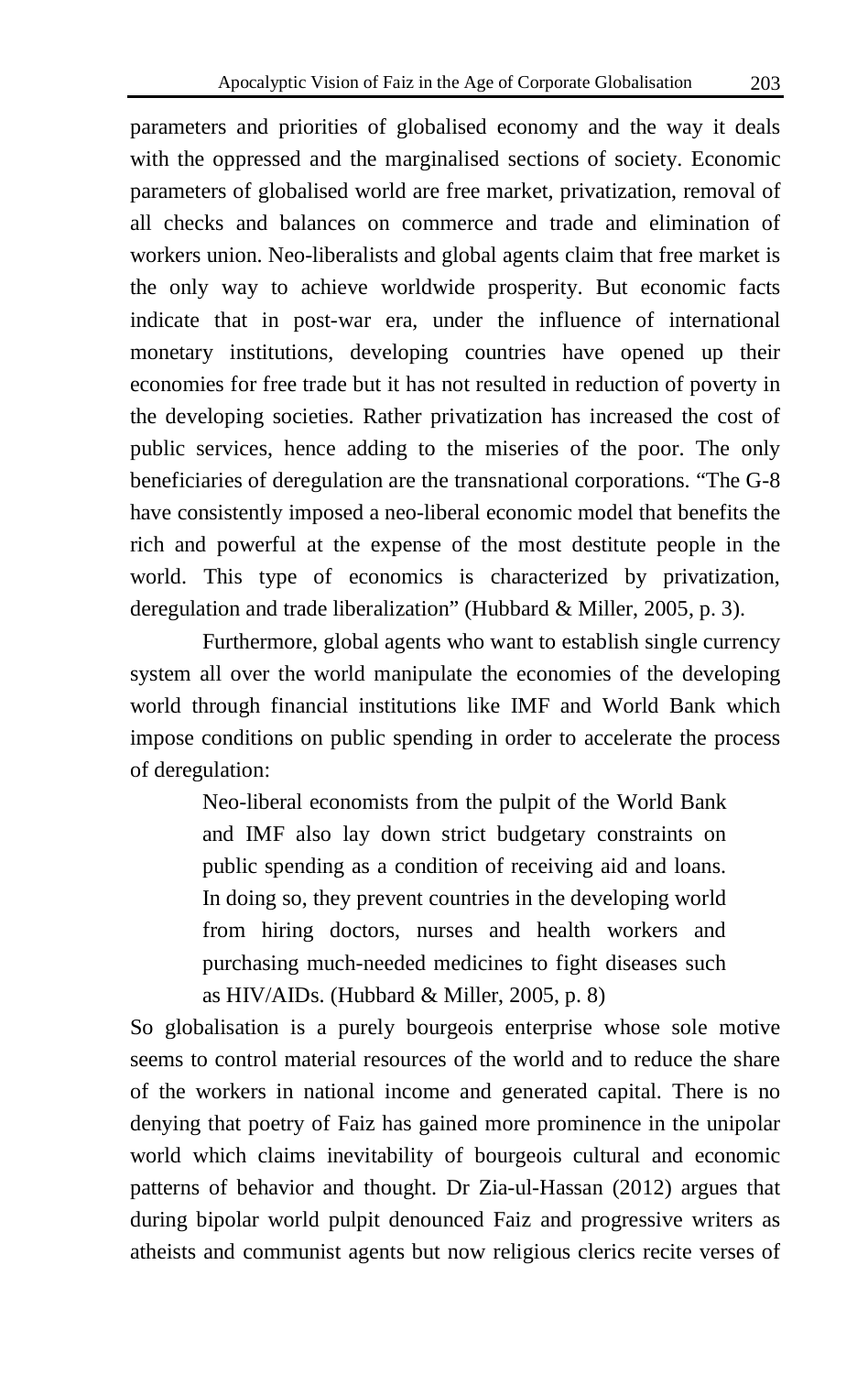parameters and priorities of globalised economy and the way it deals with the oppressed and the marginalised sections of society. Economic parameters of globalised world are free market, privatization, removal of all checks and balances on commerce and trade and elimination of workers union. Neo-liberalists and global agents claim that free market is the only way to achieve worldwide prosperity. But economic facts indicate that in post-war era, under the influence of international monetary institutions, developing countries have opened up their economies for free trade but it has not resulted in reduction of poverty in the developing societies. Rather privatization has increased the cost of public services, hence adding to the miseries of the poor. The only beneficiaries of deregulation are the transnational corporations. "The G-8 have consistently imposed a neo-liberal economic model that benefits the rich and powerful at the expense of the most destitute people in the world. This type of economics is characterized by privatization, deregulation and trade liberalization" (Hubbard & Miller, 2005, p. 3).

Furthermore, global agents who want to establish single currency system all over the world manipulate the economies of the developing world through financial institutions like IMF and World Bank which impose conditions on public spending in order to accelerate the process of deregulation:

> Neo-liberal economists from the pulpit of the World Bank and IMF also lay down strict budgetary constraints on public spending as a condition of receiving aid and loans. In doing so, they prevent countries in the developing world from hiring doctors, nurses and health workers and purchasing much-needed medicines to fight diseases such as HIV/AIDs. (Hubbard & Miller, 2005, p. 8)

So globalisation is a purely bourgeois enterprise whose sole motive seems to control material resources of the world and to reduce the share of the workers in national income and generated capital. There is no denying that poetry of Faiz has gained more prominence in the unipolar world which claims inevitability of bourgeois cultural and economic patterns of behavior and thought. Dr Zia-ul-Hassan (2012) argues that during bipolar world pulpit denounced Faiz and progressive writers as atheists and communist agents but now religious clerics recite verses of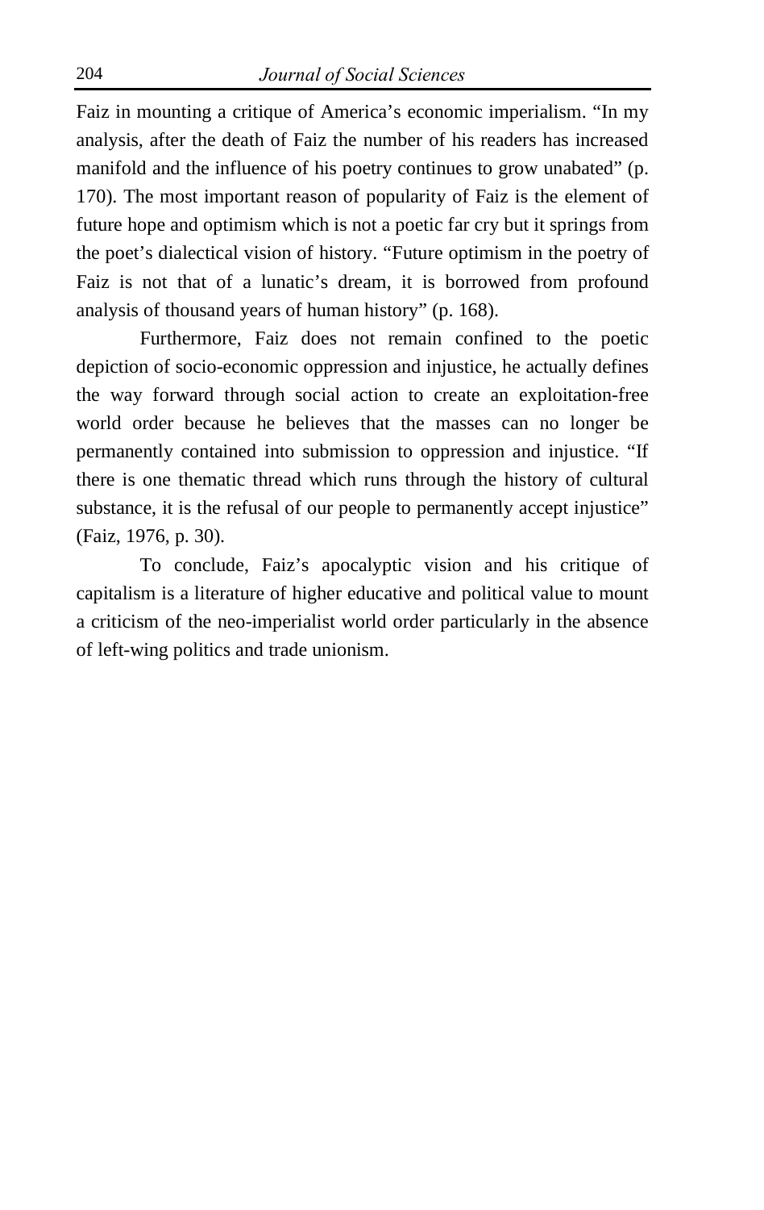Faiz in mounting a critique of America's economic imperialism. "In my analysis, after the death of Faiz the number of his readers has increased manifold and the influence of his poetry continues to grow unabated" (p. 170). The most important reason of popularity of Faiz is the element of future hope and optimism which is not a poetic far cry but it springs from the poet's dialectical vision of history. "Future optimism in the poetry of Faiz is not that of a lunatic's dream, it is borrowed from profound analysis of thousand years of human history" (p. 168).

Furthermore, Faiz does not remain confined to the poetic depiction of socio-economic oppression and injustice, he actually defines the way forward through social action to create an exploitation-free world order because he believes that the masses can no longer be permanently contained into submission to oppression and injustice. "If there is one thematic thread which runs through the history of cultural substance, it is the refusal of our people to permanently accept injustice" (Faiz, 1976, p. 30).

To conclude, Faiz's apocalyptic vision and his critique of capitalism is a literature of higher educative and political value to mount a criticism of the neo-imperialist world order particularly in the absence of left-wing politics and trade unionism.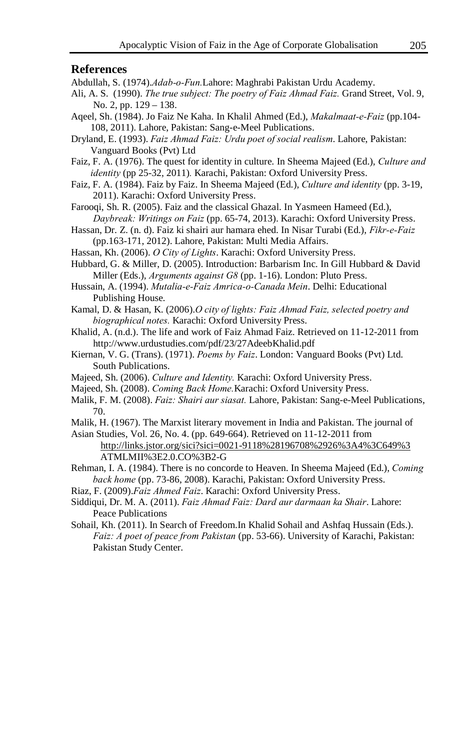## References

Abdullah, S. (1974).*Adab-o-Fun.*Lahore: Maghrabi Pakistan Urdu Academy.

Ali, A. S. (1990). *The true subject: The poetry of Faiz Ahmad Faiz.* Grand Street, Vol. 9, No. 2, pp. 129 – 138.

Aqeel, Sh. (1984). Jo Faiz Ne Kaha. In Khalil Ahmed (Ed.), *Makalmaat-e-Faiz* (pp.104-108, 2011). Lahore, Pakistan: Sang-e-Meel Publications.

Dryland, E. (1993). *Faiz Ahmad Faiz: Urdu poet of social realism*. Lahore, Pakistan: Vanguard Books (Pvt) Ltd

Faiz, F. A. (1976). The quest for identity in culture. In Sheema Majeed (Ed.), *Culture and identity* (pp 25-32, 2011). Karachi, Pakistan: Oxford University Press.

Faiz, F. A. (1984). Faiz by Faiz. In Sheema Majeed (Ed.), *Culture and identity* (pp. 3-19, 2011). Karachi: Oxford University Press.

Farooqi, Sh. R. (2005). Faiz and the classical Ghazal. In Yasmeen Hameed (Ed.), *Daybreak: Writings on Faiz* (pp. 65-74, 2013). Karachi: Oxford University Press.

Hassan, Dr. Z. (n. d). Faiz ki shairi aur hamara ehed. In Nisar Turabi (Ed.), *Fikr-e-Faiz* (pp.163-171, 2012). Lahore, Pakistan: Multi Media Affairs.

Hassan, Kh. (2006). *O City of Lights*. Karachi: Oxford University Press.

Hubbard, G. & Miller, D. (2005). Introduction: Barbarism Inc. In Gill Hubbard & David Miller (Eds.), *Arguments against G8* (pp. 1-16). London: Pluto Press.

Hussain, A. (1994). *Mutalia-e-Faiz Amrica-o-Canada Mein*. Delhi: Educational Publishing House.

Kamal, D. & Hasan, K. (2006).*O city of lights: Faiz Ahmad Faiz, selected poetry and biographical notes.* Karachi: Oxford University Press.

Khalid, A. (n.d.). The life and work of Faiz Ahmad Faiz. Retrieved on 11-12-2011 from http://www.urdustudies.com/pdf/23/27AdeebKhalid.pdf

Kiernan, V. G. (Trans). (1971). *Poems by Faiz*. London: Vanguard Books (Pvt) Ltd. South Publications.

Majeed, Sh. (2006). *Culture and Identity.* Karachi: Oxford University Press.

Majeed, Sh. (2008). *Coming Back Home.*Karachi: Oxford University Press.

Malik, F. M. (2008). *Faiz: Shairi aur siasat.* Lahore, Pakistan: Sang-e-Meel Publications, 70.

Malik, H. (1967). The Marxist literary movement in India and Pakistan. The journal of Asian Studies, Vol. 26, No. 4. (pp. 649-664). Retrieved on 11-12-2011 from http://links.jstor.org/sici?sici=0021-9118%28196708%2926%3A4%3C649%3ATMLMII%3E2.0.CO%3B2-G

Rehman, I. A. (1984). There is no concorde to Heaven. In Sheema Majeed (Ed.), *Coming back home* (pp. 73-86, 2008). Karachi, Pakistan: Oxford University Press.

Riaz, F. (2009).*Faiz Ahmed Faiz*. Karachi: Oxford University Press.

Siddiqui, Dr. M. A. (2011). *Faiz Ahmad Faiz: Dard aur darmaan ka Shair*. Lahore: Peace Publications

Sohail, Kh. (2011). In Search of Freedom.In Khalid Sohail and Ashfaq Hussain (Eds.). *Faiz: A poet of peace from Pakistan* (pp. 53-66). University of Karachi, Pakistan: Pakistan Study Center.